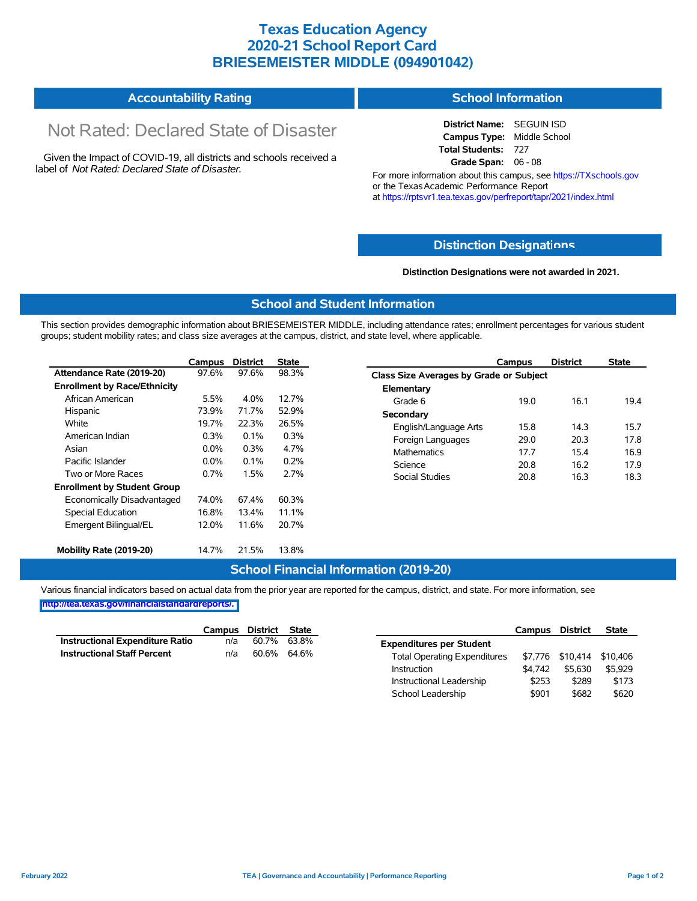# Texas Education Agency
# 2020-21 School Report Card
# BRIESEMEISTER MIDDLE (094901042)

## Accountability Rating

Not Rated: Declared State of Disaster

Given the Impact of COVID-19, all districts and schools received a label of *Not Rated: Declared State of Disaster*.

## School Information

**District Name:** SEGUIN ISD
**Campus Type:** Middle School
**Total Students:** 727
**Grade Span:** 06 - 08

For more information about this campus, see https://TXschools.gov or the Texas Academic Performance Report at https://rptsvr1.tea.texas.gov/perfreport/tapr/2021/index.html

## Distinction Designations

**Distinction Designations were not awarded in 2021.**

## School and Student Information

This section provides demographic information about BRIESEMEISTER MIDDLE, including attendance rates; enrollment percentages for various student groups; student mobility rates; and class size averages at the campus, district, and state level, where applicable.

| | Campus | District | State |
|---|---|---|---|
| **Attendance Rate (2019-20)** | 97.6% | 97.6% | 98.3% |
| **Enrollment by Race/Ethnicity** | | | |
| African American | 5.5% | 4.0% | 12.7% |
| Hispanic | 73.9% | 71.7% | 52.9% |
| White | 19.7% | 22.3% | 26.5% |
| American Indian | 0.3% | 0.1% | 0.3% |
| Asian | 0.0% | 0.3% | 4.7% |
| Pacific Islander | 0.0% | 0.1% | 0.2% |
| Two or More Races | 0.7% | 1.5% | 2.7% |
| **Enrollment by Student Group** | | | |
| Economically Disadvantaged | 74.0% | 67.4% | 60.3% |
| Special Education | 16.8% | 13.4% | 11.1% |
| Emergent Bilingual/EL | 12.0% | 11.6% | 20.7% |
| **Mobility Rate (2019-20)** | 14.7% | 21.5% | 13.8% |

| | Campus | District | State |
|---|---|---|---|
| **Class Size Averages by Grade or Subject** | | | |
| **Elementary** | | | |
| Grade 6 | 19.0 | 16.1 | 19.4 |
| **Secondary** | | | |
| English/Language Arts | 15.8 | 14.3 | 15.7 |
| Foreign Languages | 29.0 | 20.3 | 17.8 |
| Mathematics | 17.7 | 15.4 | 16.9 |
| Science | 20.8 | 16.2 | 17.9 |
| Social Studies | 20.8 | 16.3 | 18.3 |

## School Financial Information (2019-20)

Various financial indicators based on actual data from the prior year are reported for the campus, district, and state. For more information, see http://tea.texas.gov/financialstandardreports/.

| | Campus | District | State |
|---|---|---|---|
| **Instructional Expenditure Ratio** | n/a | 60.7% | 63.8% |
| **Instructional Staff Percent** | n/a | 60.6% | 64.6% |

| | Campus | District | State |
|---|---|---|---|
| **Expenditures per Student** | | | |
| Total Operating Expenditures | $7,776 | $10,414 | $10,406 |
| Instruction | $4,742 | $5,630 | $5,929 |
| Instructional Leadership | $253 | $289 | $173 |
| School Leadership | $901 | $682 | $620 |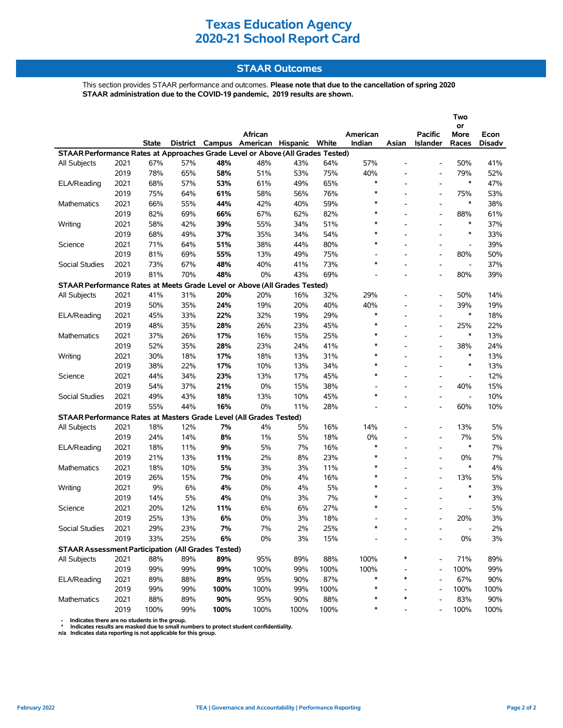# Texas Education Agency
# 2020-21 School Report Card

## STAAR Outcomes

This section provides STAAR performance and outcomes. **Please note that due to the cancellation of spring 2020 STAAR administration due to the COVID-19 pandemic, 2019 results are shown.**

| | | State | District | Campus | African American | Hispanic | White | American Indian | Asian | Pacific Islander | Two or More Races | Econ Disadv |
|---|---|---|---|---|---|---|---|---|---|---|---|---|
| **STAAR Performance Rates at Approaches Grade Level or Above (All Grades Tested)** | | | | | | | | | | | | |
| All Subjects | 2021 | 67% | 57% | **48%** | 48% | 43% | 64% | 57% | - | - | 50% | 41% |
| | 2019 | 78% | 65% | **58%** | 51% | 53% | 75% | 40% | - | - | 79% | 52% |
| ELA/Reading | 2021 | 68% | 57% | **53%** | 61% | 49% | 65% | * | - | - | * | 47% |
| | 2019 | 75% | 64% | **61%** | 58% | 56% | 76% | * | - | - | 75% | 53% |
| Mathematics | 2021 | 66% | 55% | **44%** | 42% | 40% | 59% | * | - | - | * | 38% |
| | 2019 | 82% | 69% | **66%** | 67% | 62% | 82% | * | - | - | 88% | 61% |
| Writing | 2021 | 58% | 42% | **39%** | 55% | 34% | 51% | * | - | - | * | 37% |
| | 2019 | 68% | 49% | **37%** | 35% | 34% | 54% | * | - | - | * | 33% |
| Science | 2021 | 71% | 64% | **51%** | 38% | 44% | 80% | * | - | - | - | 39% |
| | 2019 | 81% | 69% | **55%** | 13% | 49% | 75% | - | - | - | 80% | 50% |
| Social Studies | 2021 | 73% | 67% | **48%** | 40% | 41% | 73% | * | - | - | - | 37% |
| | 2019 | 81% | 70% | **48%** | 0% | 43% | 69% | - | - | - | 80% | 39% |
| **STAAR Performance Rates at Meets Grade Level or Above (All Grades Tested)** | | | | | | | | | | | | |
| All Subjects | 2021 | 41% | 31% | **20%** | 20% | 16% | 32% | 29% | - | - | 50% | 14% |
| | 2019 | 50% | 35% | **24%** | 19% | 20% | 40% | 40% | - | - | 39% | 19% |
| ELA/Reading | 2021 | 45% | 33% | **22%** | 32% | 19% | 29% | * | - | - | * | 18% |
| | 2019 | 48% | 35% | **28%** | 26% | 23% | 45% | * | - | - | 25% | 22% |
| Mathematics | 2021 | 37% | 26% | **17%** | 16% | 15% | 25% | * | - | - | * | 13% |
| | 2019 | 52% | 35% | **28%** | 23% | 24% | 41% | * | - | - | 38% | 24% |
| Writing | 2021 | 30% | 18% | **17%** | 18% | 13% | 31% | * | - | - | * | 13% |
| | 2019 | 38% | 22% | **17%** | 10% | 13% | 34% | * | - | - | * | 13% |
| Science | 2021 | 44% | 34% | **23%** | 13% | 17% | 45% | * | - | - | - | 12% |
| | 2019 | 54% | 37% | **21%** | 0% | 15% | 38% | - | - | - | 40% | 15% |
| Social Studies | 2021 | 49% | 43% | **18%** | 13% | 10% | 45% | * | - | - | - | 10% |
| | 2019 | 55% | 44% | **16%** | 0% | 11% | 28% | - | - | - | 60% | 10% |
| **STAAR Performance Rates at Masters Grade Level (All Grades Tested)** | | | | | | | | | | | | |
| All Subjects | 2021 | 18% | 12% | **7%** | 4% | 5% | 16% | 14% | - | - | 13% | 5% |
| | 2019 | 24% | 14% | **8%** | 1% | 5% | 18% | 0% | - | - | 7% | 5% |
| ELA/Reading | 2021 | 18% | 11% | **9%** | 5% | 7% | 16% | * | - | - | * | 7% |
| | 2019 | 21% | 13% | **11%** | 2% | 8% | 23% | * | - | - | 0% | 7% |
| Mathematics | 2021 | 18% | 10% | **5%** | 3% | 3% | 11% | * | - | - | * | 4% |
| | 2019 | 26% | 15% | **7%** | 0% | 4% | 16% | * | - | - | 13% | 5% |
| Writing | 2021 | 9% | 6% | **4%** | 0% | 4% | 5% | * | - | - | * | 3% |
| | 2019 | 14% | 5% | **4%** | 0% | 3% | 7% | * | - | - | * | 3% |
| Science | 2021 | 20% | 12% | **11%** | 6% | 6% | 27% | * | - | - | - | 5% |
| | 2019 | 25% | 13% | **6%** | 0% | 3% | 18% | - | - | - | 20% | 3% |
| Social Studies | 2021 | 29% | 23% | **7%** | 7% | 2% | 25% | * | - | - | - | 2% |
| | 2019 | 33% | 25% | **6%** | 0% | 3% | 15% | - | - | - | 0% | 3% |
| **STAAR Assessment Participation (All Grades Tested)** | | | | | | | | | | | | |
| All Subjects | 2021 | 88% | 89% | **89%** | 95% | 89% | 88% | 100% | * | - | 71% | 89% |
| | 2019 | 99% | 99% | **99%** | 100% | 99% | 100% | 100% | - | - | 100% | 99% |
| ELA/Reading | 2021 | 89% | 88% | **89%** | 95% | 90% | 87% | * | * | - | 67% | 90% |
| | 2019 | 99% | 99% | **100%** | 100% | 99% | 100% | * | - | - | 100% | 100% |
| Mathematics | 2021 | 88% | 89% | **90%** | 95% | 90% | 88% | * | * | - | 83% | 90% |
| | 2019 | 100% | 99% | **100%** | 100% | 100% | 100% | * | - | - | 100% | 100% |

- Indicates there are no students in the group.
* Indicates results are masked due to small numbers to protect student confidentiality.
n/a Indicates data reporting is not applicable for this group.